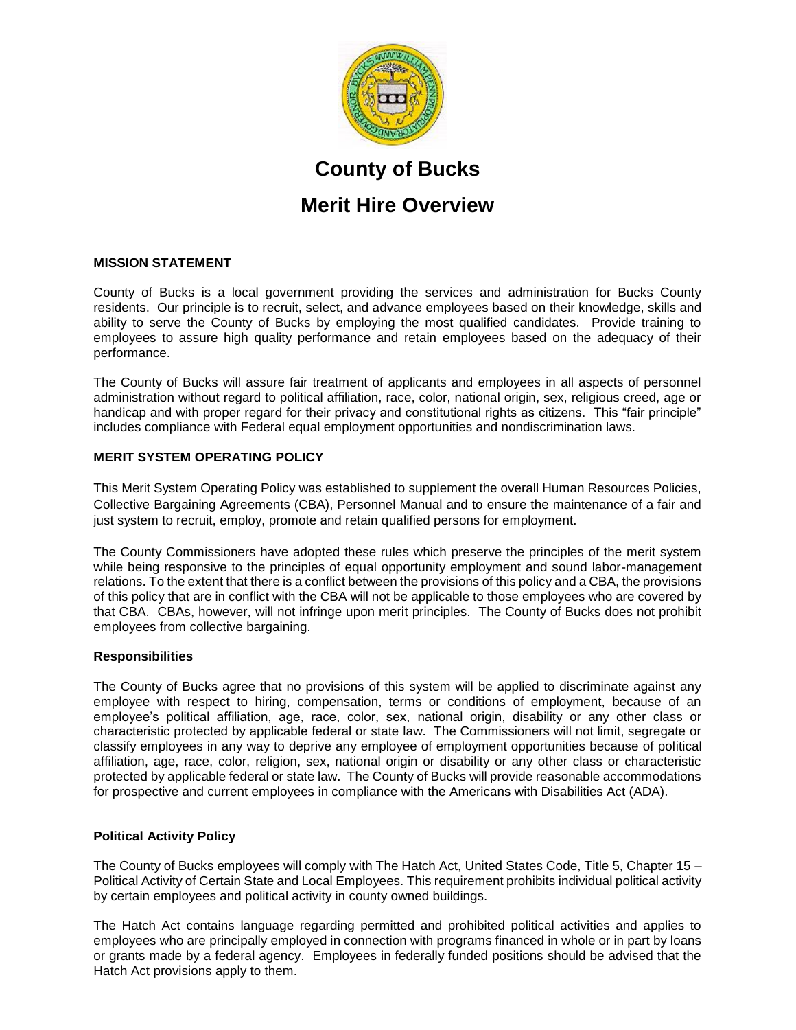# County of Bucks

# Merit Hire Overview

## MISSION STATEMENT

County of Bucks is a local government providing the services and administration for Bucks County residents. Our principle is to recruit, select, and advance employees based on their knowledge, skills and ability to serve the County of Bucks by employing the most qualified candidates. Provide training to employees to assure high quality performance and retain employees based on the adequacy of their performance.

The County of Bucks will assure fair treatment of applicants and employees in all aspects of personnel administration without regard to political affiliation, race, color, national origin, sex, religious creed, age or handicap and with proper regard for their privacy and constitutional rights as citizens. This "fair principle" includes compliance with Federal equal employment opportunities and nondiscrimination laws.

## MERIT SYSTEM OPERATING POLICY

This Merit System Operating Policy was established to supplement the overall Human Resources Policies, Collective Bargaining Agreements (CBA), Personnel Manual and to ensure the maintenance of a fair and just system to recruit, employ, promote and retain qualified persons for employment.

The County Commissioners have adopted these rules which preserve the principles of the merit system while being responsive to the principles of equal opportunity employment and sound labor-management relations. To the extent that there is a conflict between the provisions of this policy and a CBA, the provisions of this policy that are in conflict with the CBA will not be applicable to those employees who are covered by that CBA. CBAs, however, will not infringe upon merit principles. The County of Bucks does not prohibit employees from collective bargaining.

### Responsibilities

The County of Bucks agree that no provisions of this system will be applied to discriminate against any employee with respect to hiring, compensation, terms or conditions of employment, because of an employee's political affiliation, age, race, color, sex, national origin, disability or any other class or characteristic protected by applicable federal or state law. The Commissioners will not limit, segregate or classify employees in any way to deprive any employee of employment opportunities because of political affiliation, age, race, color, religion, sex, national origin or disability or any other class or characteristic protected by applicable federal or state law. The County of Bucks will provide reasonable accommodations for prospective and current employees in compliance with the Americans with Disabilities Act (ADA).

### Political Activity Policy

The County of Bucks employees will comply with The Hatch Act, United States Code, Title 5, Chapter 15 – Political Activity of Certain State and Local Employees. This requirement prohibits individual political activity by certain employees and political activity in county owned buildings.

The Hatch Act contains language regarding permitted and prohibited political activities and applies to employees who are principally employed in connection with programs financed in whole or in part by loans or grants made by a federal agency. Employees in federally funded positions should be advised that the Hatch Act provisions apply to them.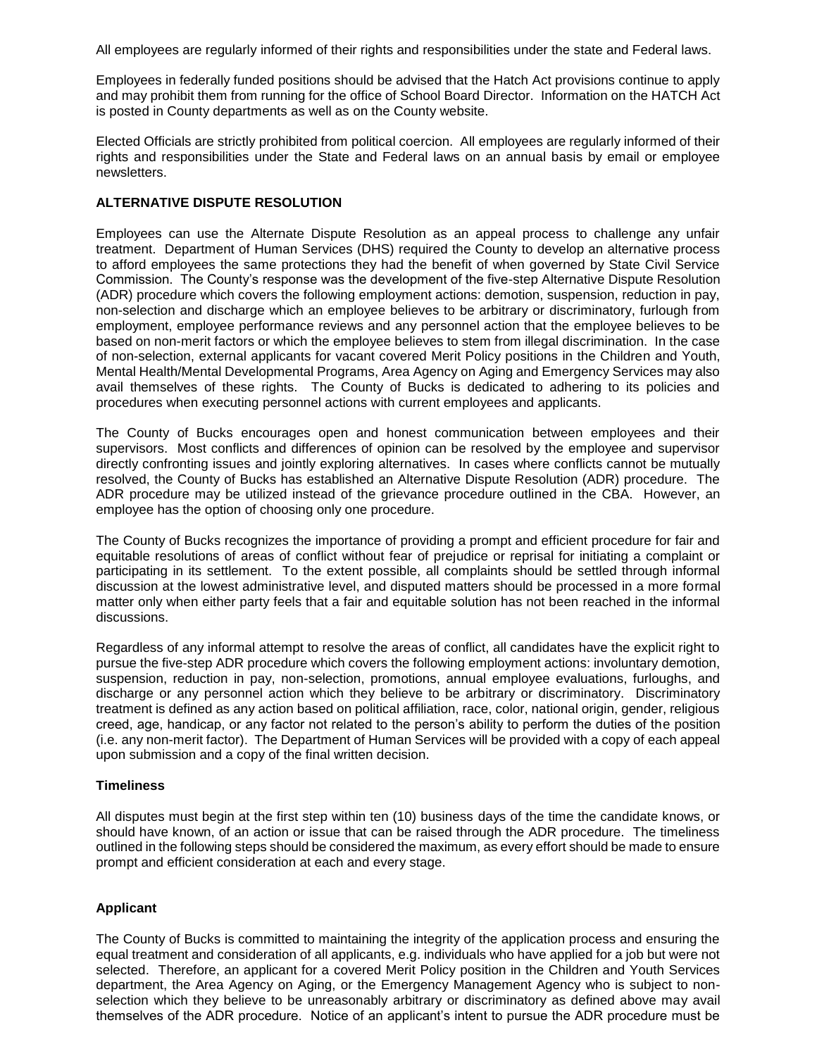All employees are regularly informed of their rights and responsibilities under the state and Federal laws.

Employees in federally funded positions should be advised that the Hatch Act provisions continue to apply and may prohibit them from running for the office of School Board Director. Information on the HATCH Act is posted in County departments as well as on the County website.

Elected Officials are strictly prohibited from political coercion. All employees are regularly informed of their rights and responsibilities under the State and Federal laws on an annual basis by email or employee newsletters.

### ALTERNATIVE DISPUTE RESOLUTION

Employees can use the Alternate Dispute Resolution as an appeal process to challenge any unfair treatment. Department of Human Services (DHS) required the County to develop an alternative process to afford employees the same protections they had the benefit of when governed by State Civil Service Commission. The County's response was the development of the five-step Alternative Dispute Resolution (ADR) procedure which covers the following employment actions: demotion, suspension, reduction in pay, non-selection and discharge which an employee believes to be arbitrary or discriminatory, furlough from employment, employee performance reviews and any personnel action that the employee believes to be based on non-merit factors or which the employee believes to stem from illegal discrimination. In the case of non-selection, external applicants for vacant covered Merit Policy positions in the Children and Youth, Mental Health/Mental Developmental Programs, Area Agency on Aging and Emergency Services may also avail themselves of these rights. The County of Bucks is dedicated to adhering to its policies and procedures when executing personnel actions with current employees and applicants.

The County of Bucks encourages open and honest communication between employees and their supervisors. Most conflicts and differences of opinion can be resolved by the employee and supervisor directly confronting issues and jointly exploring alternatives. In cases where conflicts cannot be mutually resolved, the County of Bucks has established an Alternative Dispute Resolution (ADR) procedure. The ADR procedure may be utilized instead of the grievance procedure outlined in the CBA. However, an employee has the option of choosing only one procedure.

The County of Bucks recognizes the importance of providing a prompt and efficient procedure for fair and equitable resolutions of areas of conflict without fear of prejudice or reprisal for initiating a complaint or participating in its settlement. To the extent possible, all complaints should be settled through informal discussion at the lowest administrative level, and disputed matters should be processed in a more formal matter only when either party feels that a fair and equitable solution has not been reached in the informal discussions.

Regardless of any informal attempt to resolve the areas of conflict, all candidates have the explicit right to pursue the five-step ADR procedure which covers the following employment actions: involuntary demotion, suspension, reduction in pay, non-selection, promotions, annual employee evaluations, furloughs, and discharge or any personnel action which they believe to be arbitrary or discriminatory. Discriminatory treatment is defined as any action based on political affiliation, race, color, national origin, gender, religious creed, age, handicap, or any factor not related to the person's ability to perform the duties of the position (i.e. any non-merit factor). The Department of Human Services will be provided with a copy of each appeal upon submission and a copy of the final written decision.

#### Timeliness

All disputes must begin at the first step within ten (10) business days of the time the candidate knows, or should have known, of an action or issue that can be raised through the ADR procedure. The timeliness outlined in the following steps should be considered the maximum, as every effort should be made to ensure prompt and efficient consideration at each and every stage.

#### Applicant

The County of Bucks is committed to maintaining the integrity of the application process and ensuring the equal treatment and consideration of all applicants, e.g. individuals who have applied for a job but were not selected. Therefore, an applicant for a covered Merit Policy position in the Children and Youth Services department, the Area Agency on Aging, or the Emergency Management Agency who is subject to non-selection which they believe to be unreasonably arbitrary or discriminatory as defined above may avail themselves of the ADR procedure. Notice of an applicant's intent to pursue the ADR procedure must be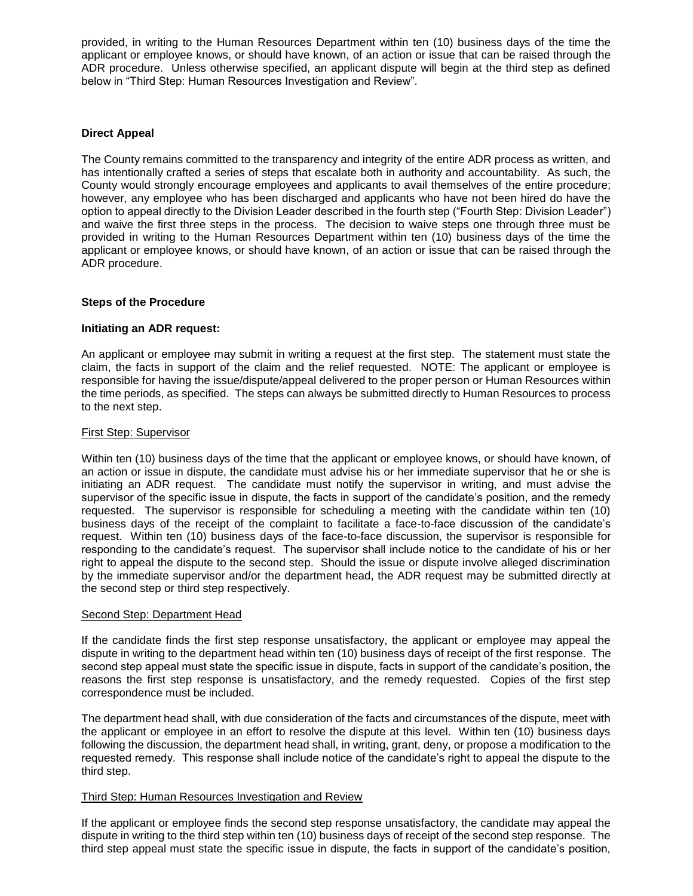provided, in writing to the Human Resources Department within ten (10) business days of the time the applicant or employee knows, or should have known, of an action or issue that can be raised through the ADR procedure. Unless otherwise specified, an applicant dispute will begin at the third step as defined below in "Third Step: Human Resources Investigation and Review".

**Direct Appeal**

The County remains committed to the transparency and integrity of the entire ADR process as written, and has intentionally crafted a series of steps that escalate both in authority and accountability. As such, the County would strongly encourage employees and applicants to avail themselves of the entire procedure; however, any employee who has been discharged and applicants who have not been hired do have the option to appeal directly to the Division Leader described in the fourth step ("Fourth Step: Division Leader") and waive the first three steps in the process. The decision to waive steps one through three must be provided in writing to the Human Resources Department within ten (10) business days of the time the applicant or employee knows, or should have known, of an action or issue that can be raised through the ADR procedure.

**Steps of the Procedure**

**Initiating an ADR request:**

An applicant or employee may submit in writing a request at the first step. The statement must state the claim, the facts in support of the claim and the relief requested. NOTE: The applicant or employee is responsible for having the issue/dispute/appeal delivered to the proper person or Human Resources within the time periods, as specified. The steps can always be submitted directly to Human Resources to process to the next step.

<u>First Step: Supervisor</u>

Within ten (10) business days of the time that the applicant or employee knows, or should have known, of an action or issue in dispute, the candidate must advise his or her immediate supervisor that he or she is initiating an ADR request. The candidate must notify the supervisor in writing, and must advise the supervisor of the specific issue in dispute, the facts in support of the candidate's position, and the remedy requested. The supervisor is responsible for scheduling a meeting with the candidate within ten (10) business days of the receipt of the complaint to facilitate a face-to-face discussion of the candidate's request. Within ten (10) business days of the face-to-face discussion, the supervisor is responsible for responding to the candidate's request. The supervisor shall include notice to the candidate of his or her right to appeal the dispute to the second step. Should the issue or dispute involve alleged discrimination by the immediate supervisor and/or the department head, the ADR request may be submitted directly at the second step or third step respectively.

<u>Second Step: Department Head</u>

If the candidate finds the first step response unsatisfactory, the applicant or employee may appeal the dispute in writing to the department head within ten (10) business days of receipt of the first response. The second step appeal must state the specific issue in dispute, facts in support of the candidate's position, the reasons the first step response is unsatisfactory, and the remedy requested. Copies of the first step correspondence must be included.

The department head shall, with due consideration of the facts and circumstances of the dispute, meet with the applicant or employee in an effort to resolve the dispute at this level. Within ten (10) business days following the discussion, the department head shall, in writing, grant, deny, or propose a modification to the requested remedy. This response shall include notice of the candidate's right to appeal the dispute to the third step.

<u>Third Step: Human Resources Investigation and Review</u>

If the applicant or employee finds the second step response unsatisfactory, the candidate may appeal the dispute in writing to the third step within ten (10) business days of receipt of the second step response. The third step appeal must state the specific issue in dispute, the facts in support of the candidate's position,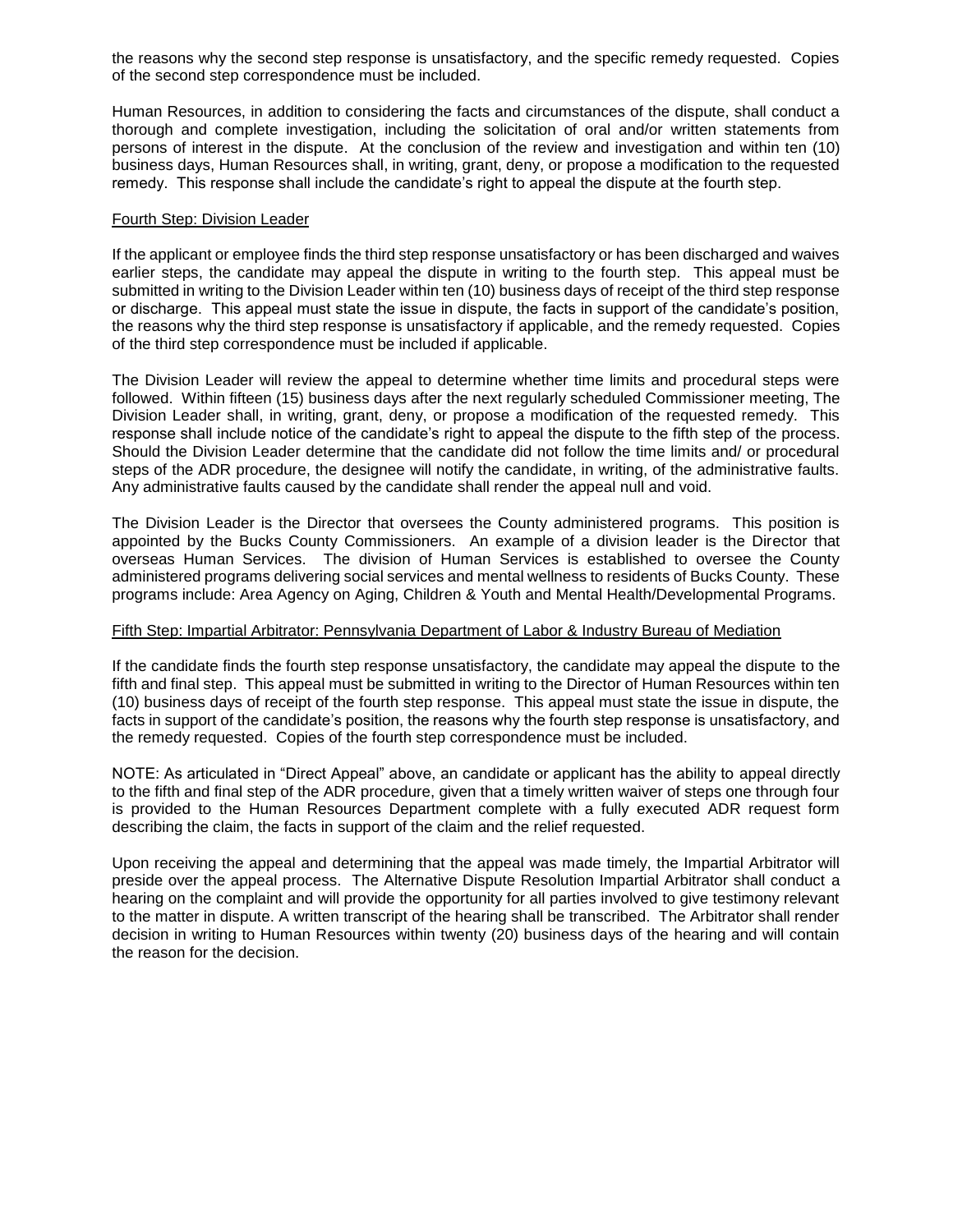the reasons why the second step response is unsatisfactory, and the specific remedy requested. Copies of the second step correspondence must be included.

Human Resources, in addition to considering the facts and circumstances of the dispute, shall conduct a thorough and complete investigation, including the solicitation of oral and/or written statements from persons of interest in the dispute. At the conclusion of the review and investigation and within ten (10) business days, Human Resources shall, in writing, grant, deny, or propose a modification to the requested remedy. This response shall include the candidate's right to appeal the dispute at the fourth step.

Fourth Step: Division Leader

If the applicant or employee finds the third step response unsatisfactory or has been discharged and waives earlier steps, the candidate may appeal the dispute in writing to the fourth step. This appeal must be submitted in writing to the Division Leader within ten (10) business days of receipt of the third step response or discharge. This appeal must state the issue in dispute, the facts in support of the candidate's position, the reasons why the third step response is unsatisfactory if applicable, and the remedy requested. Copies of the third step correspondence must be included if applicable.

The Division Leader will review the appeal to determine whether time limits and procedural steps were followed. Within fifteen (15) business days after the next regularly scheduled Commissioner meeting, The Division Leader shall, in writing, grant, deny, or propose a modification of the requested remedy. This response shall include notice of the candidate's right to appeal the dispute to the fifth step of the process. Should the Division Leader determine that the candidate did not follow the time limits and/ or procedural steps of the ADR procedure, the designee will notify the candidate, in writing, of the administrative faults. Any administrative faults caused by the candidate shall render the appeal null and void.

The Division Leader is the Director that oversees the County administered programs. This position is appointed by the Bucks County Commissioners. An example of a division leader is the Director that overseas Human Services. The division of Human Services is established to oversee the County administered programs delivering social services and mental wellness to residents of Bucks County. These programs include: Area Agency on Aging, Children & Youth and Mental Health/Developmental Programs.

Fifth Step: Impartial Arbitrator: Pennsylvania Department of Labor & Industry Bureau of Mediation

If the candidate finds the fourth step response unsatisfactory, the candidate may appeal the dispute to the fifth and final step. This appeal must be submitted in writing to the Director of Human Resources within ten (10) business days of receipt of the fourth step response. This appeal must state the issue in dispute, the facts in support of the candidate's position, the reasons why the fourth step response is unsatisfactory, and the remedy requested. Copies of the fourth step correspondence must be included.

NOTE: As articulated in "Direct Appeal" above, an candidate or applicant has the ability to appeal directly to the fifth and final step of the ADR procedure, given that a timely written waiver of steps one through four is provided to the Human Resources Department complete with a fully executed ADR request form describing the claim, the facts in support of the claim and the relief requested.

Upon receiving the appeal and determining that the appeal was made timely, the Impartial Arbitrator will preside over the appeal process. The Alternative Dispute Resolution Impartial Arbitrator shall conduct a hearing on the complaint and will provide the opportunity for all parties involved to give testimony relevant to the matter in dispute. A written transcript of the hearing shall be transcribed. The Arbitrator shall render decision in writing to Human Resources within twenty (20) business days of the hearing and will contain the reason for the decision.